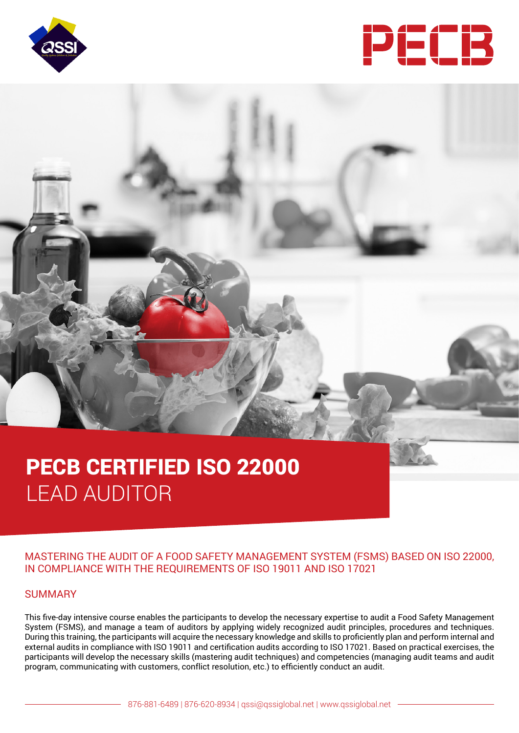# PECB CERTIFIED ISO 22000 LEAD AUDITOR

MASTERING THE AUDIT OF A FOOD SAFETY MANAGEMENT SYSTEM (FSMS) BASED ON ISO 22000, IN COMPLIANCE WITH THE REQUIREMENTS OF ISO 19011 AND ISO 17021

## SUMMARY

This five-day intensive course enables the participants to develop the necessary expertise to audit a Food Safety Management System (FSMS), and manage a team of auditors by applying widely recognized audit principles, procedures and techniques. During this training, the participants will acquire the necessary knowledge and skills to proficiently plan and perform internal and external audits in compliance with ISO 19011 and certification audits according to ISO 17021. Based on practical exercises, the participants will develop the necessary skills (mastering audit techniques) and competencies (managing audit teams and audit program, communicating with customers, conflict resolution, etc.) to efficiently conduct an audit.

876-881-6489 | 876-620-8934 | qssi@qssiglobal.net | www.qssiglobal.net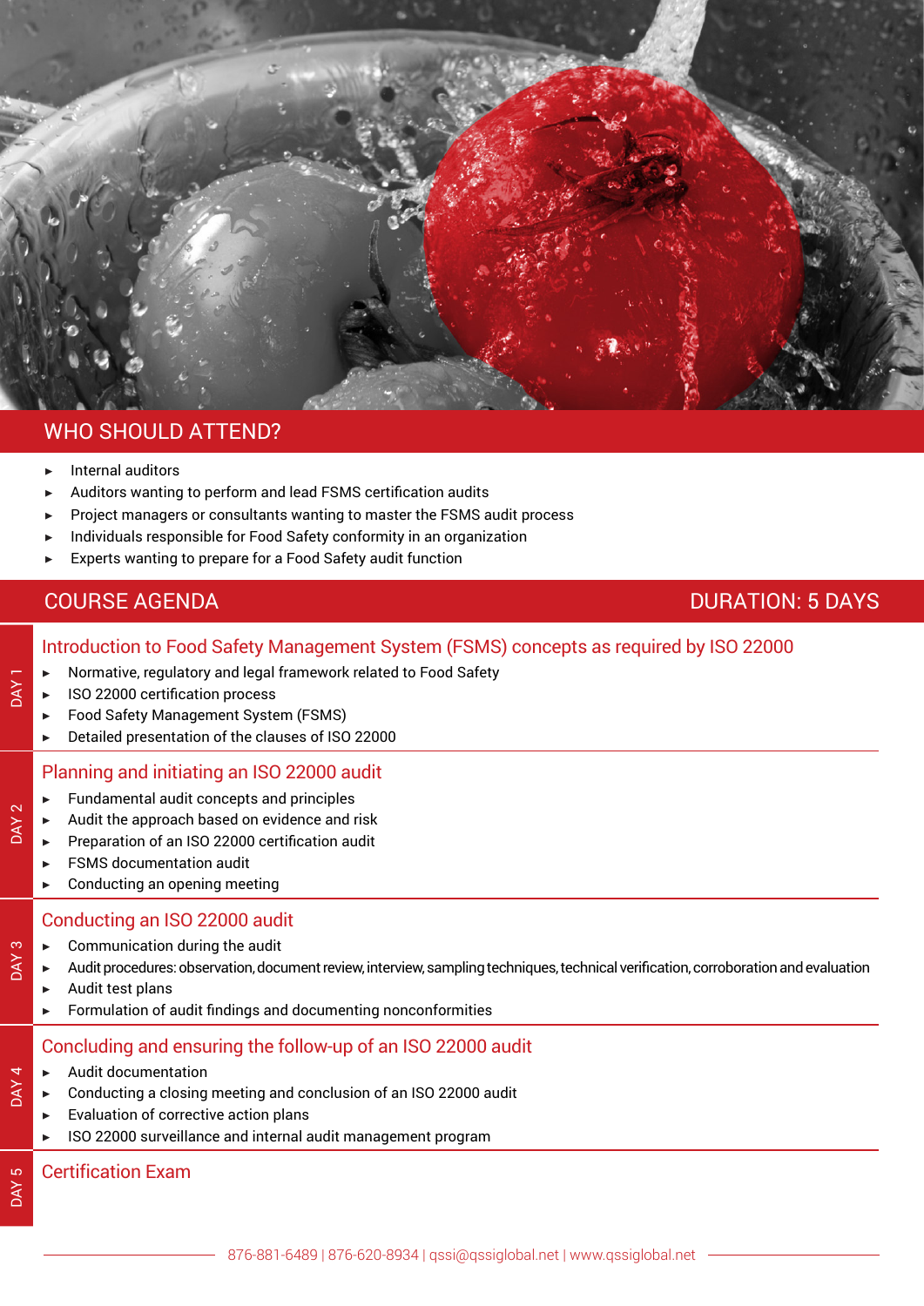## WHO SHOULD ATTEND?

- Internal auditors
- Auditors wanting to perform and lead FSMS certification audits
- Project managers or consultants wanting to master the FSMS audit process
- Individuals responsible for Food Safety conformity in an organization
- Experts wanting to prepare for a Food Safety audit function

## COURSE AGENDA

DURATION: 5 DAYS

### DAY 1 — Introduction to Food Safety Management System (FSMS) concepts as required by ISO 22000

- Normative, regulatory and legal framework related to Food Safety
- ISO 22000 certification process
- Food Safety Management System (FSMS)
- Detailed presentation of the clauses of ISO 22000

### DAY 2 — Planning and initiating an ISO 22000 audit

- Fundamental audit concepts and principles
- Audit the approach based on evidence and risk
- Preparation of an ISO 22000 certification audit
- FSMS documentation audit
- Conducting an opening meeting

### DAY 3 — Conducting an ISO 22000 audit

- Communication during the audit
- Audit procedures: observation, document review, interview, sampling techniques, technical verification, corroboration and evaluation
- Audit test plans
- Formulation of audit findings and documenting nonconformities

### DAY 4 — Concluding and ensuring the follow-up of an ISO 22000 audit

- Audit documentation
- Conducting a closing meeting and conclusion of an ISO 22000 audit
- Evaluation of corrective action plans
- ISO 22000 surveillance and internal audit management program

### DAY 5 — Certification Exam

876-881-6489 | 876-620-8934 | qssi@qssiglobal.net | www.qssiglobal.net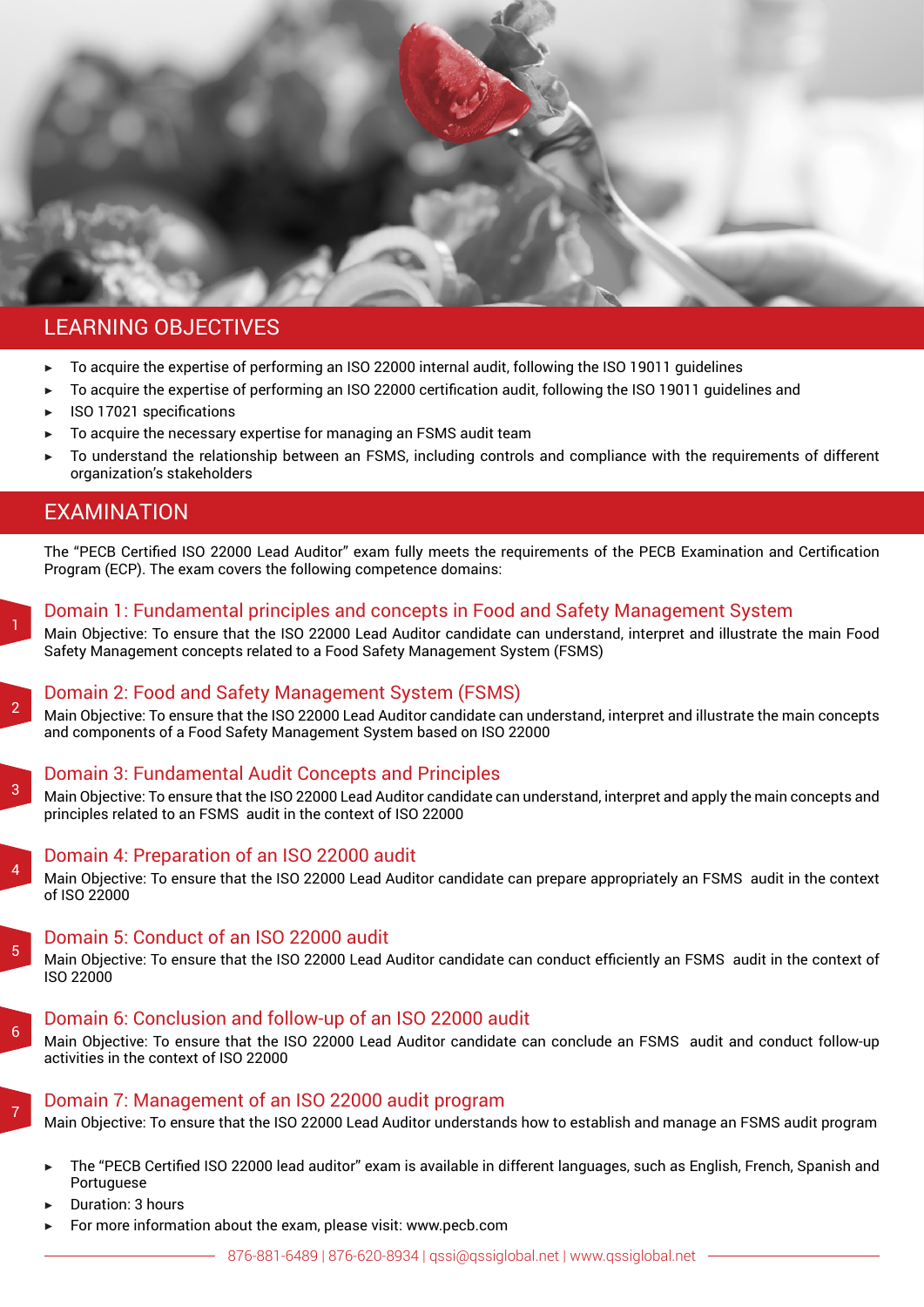## LEARNING OBJECTIVES

- To acquire the expertise of performing an ISO 22000 internal audit, following the ISO 19011 guidelines
- To acquire the expertise of performing an ISO 22000 certification audit, following the ISO 19011 guidelines and
- ISO 17021 specifications
- To acquire the necessary expertise for managing an FSMS audit team
- To understand the relationship between an FSMS, including controls and compliance with the requirements of different organization's stakeholders

## EXAMINATION

The "PECB Certified ISO 22000 Lead Auditor" exam fully meets the requirements of the PECB Examination and Certification Program (ECP). The exam covers the following competence domains:

### 1 Domain 1: Fundamental principles and concepts in Food and Safety Management System

Main Objective: To ensure that the ISO 22000 Lead Auditor candidate can understand, interpret and illustrate the main Food Safety Management concepts related to a Food Safety Management System (FSMS)

### 2 Domain 2: Food and Safety Management System (FSMS)

Main Objective: To ensure that the ISO 22000 Lead Auditor candidate can understand, interpret and illustrate the main concepts and components of a Food Safety Management System based on ISO 22000

### 3 Domain 3: Fundamental Audit Concepts and Principles

Main Objective: To ensure that the ISO 22000 Lead Auditor candidate can understand, interpret and apply the main concepts and principles related to an FSMS audit in the context of ISO 22000

### 4 Domain 4: Preparation of an ISO 22000 audit

Main Objective: To ensure that the ISO 22000 Lead Auditor candidate can prepare appropriately an FSMS audit in the context of ISO 22000

### 5 Domain 5: Conduct of an ISO 22000 audit

Main Objective: To ensure that the ISO 22000 Lead Auditor candidate can conduct efficiently an FSMS audit in the context of ISO 22000

### 6 Domain 6: Conclusion and follow-up of an ISO 22000 audit

Main Objective: To ensure that the ISO 22000 Lead Auditor candidate can conclude an FSMS audit and conduct follow-up activities in the context of ISO 22000

### 7 Domain 7: Management of an ISO 22000 audit program

Main Objective: To ensure that the ISO 22000 Lead Auditor understands how to establish and manage an FSMS audit program

- The "PECB Certified ISO 22000 lead auditor" exam is available in different languages, such as English, French, Spanish and Portuguese
- Duration: 3 hours
- For more information about the exam, please visit: www.pecb.com

876-881-6489 | 876-620-8934 | qssi@qssiglobal.net | www.qssiglobal.net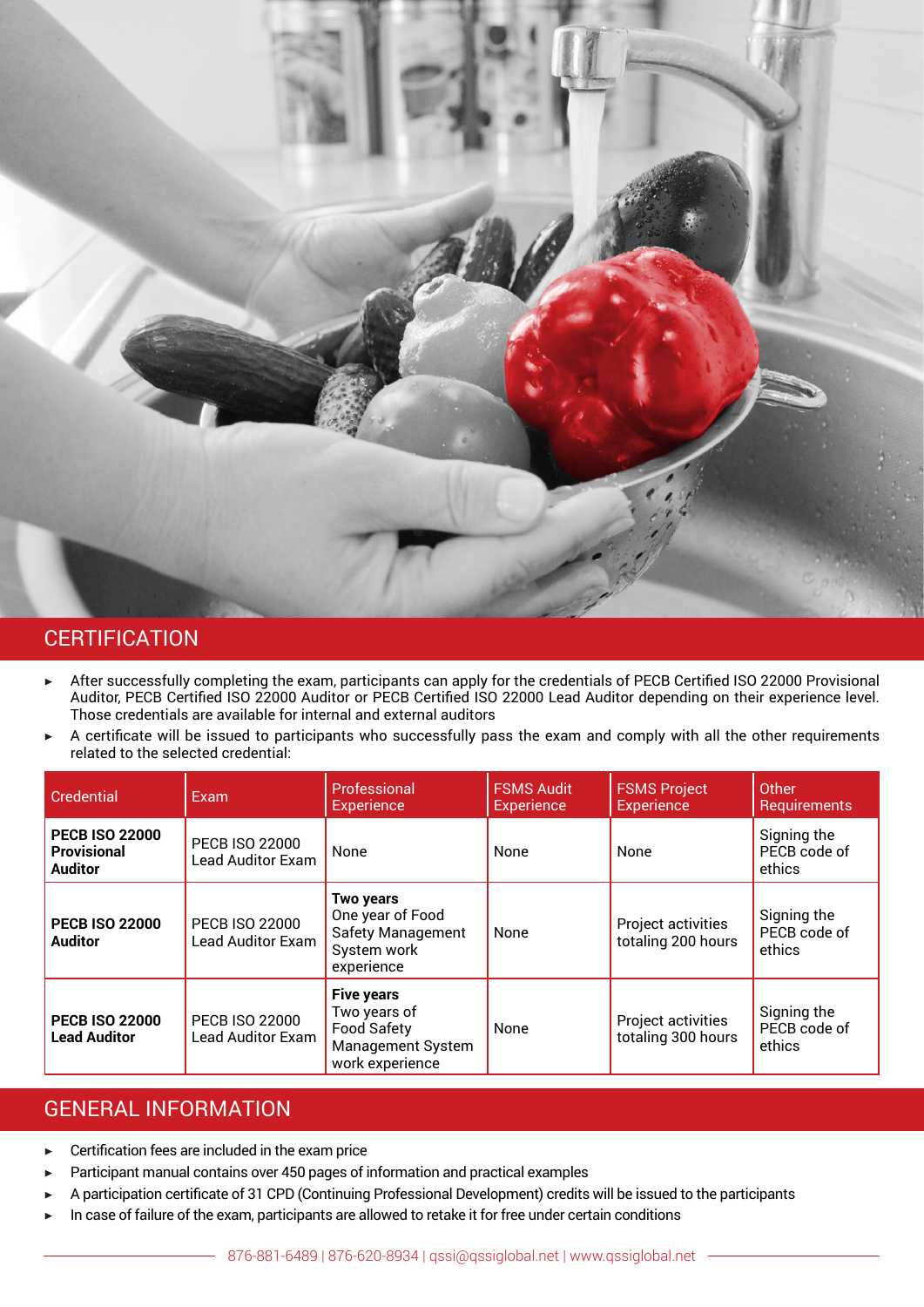## CERTIFICATION

- After successfully completing the exam, participants can apply for the credentials of PECB Certified ISO 22000 Provisional Auditor, PECB Certified ISO 22000 Auditor or PECB Certified ISO 22000 Lead Auditor depending on their experience level. Those credentials are available for internal and external auditors
- A certificate will be issued to participants who successfully pass the exam and comply with all the other requirements related to the selected credential:

| Credential | Exam | Professional Experience | FSMS Audit Experience | FSMS Project Experience | Other Requirements |
|---|---|---|---|---|---|
| **PECB ISO 22000 Provisional Auditor** | PECB ISO 22000 Lead Auditor Exam | None | None | None | Signing the PECB code of ethics |
| **PECB ISO 22000 Auditor** | PECB ISO 22000 Lead Auditor Exam | **Two years** One year of Food Safety Management System work experience | None | Project activities totaling 200 hours | Signing the PECB code of ethics |
| **PECB ISO 22000 Lead Auditor** | PECB ISO 22000 Lead Auditor Exam | **Five years** Two years of Food Safety Management System work experience | None | Project activities totaling 300 hours | Signing the PECB code of ethics |

## GENERAL INFORMATION

- Certification fees are included in the exam price
- Participant manual contains over 450 pages of information and practical examples
- A participation certificate of 31 CPD (Continuing Professional Development) credits will be issued to the participants
- In case of failure of the exam, participants are allowed to retake it for free under certain conditions

876-881-6489 | 876-620-8934 | qssi@qssiglobal.net | www.qssiglobal.net